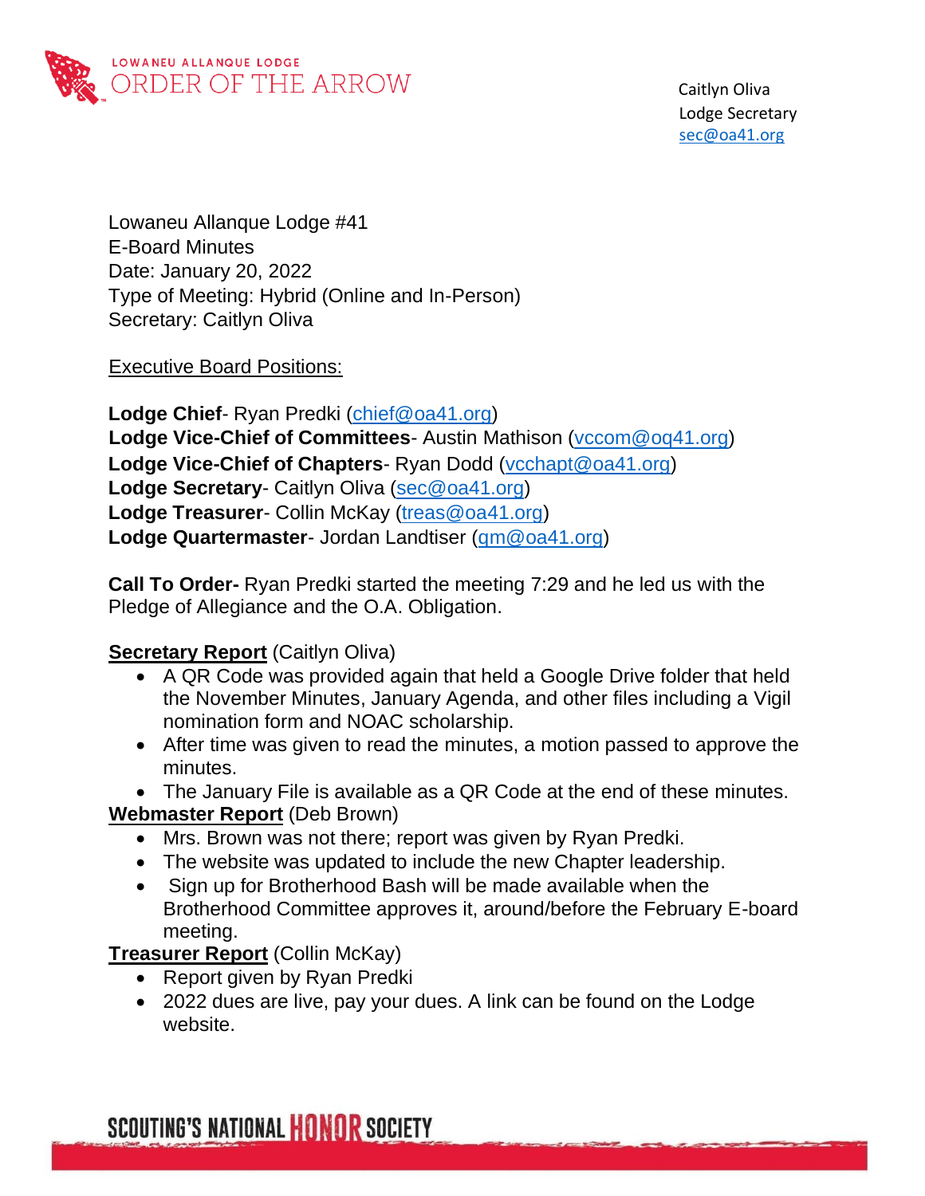LOWANEU ALLANQUE LODGE
ORDER OF THE ARROW

Caitlyn Oliva
Lodge Secretary
sec@oa41.org

Lowaneu Allanque Lodge #41
E-Board Minutes
Date: January 20, 2022
Type of Meeting: Hybrid (Online and In-Person)
Secretary: Caitlyn Oliva

Executive Board Positions:

**Lodge Chief**- Ryan Predki (chief@oa41.org)
**Lodge Vice-Chief of Committees**- Austin Mathison (vccom@oq41.org)
**Lodge Vice-Chief of Chapters**- Ryan Dodd (vcchapt@oa41.org)
**Lodge Secretary**- Caitlyn Oliva (sec@oa41.org)
**Lodge Treasurer**- Collin McKay (treas@oa41.org)
**Lodge Quartermaster**- Jordan Landtiser (qm@oa41.org)

**Call To Order-** Ryan Predki started the meeting 7:29 and he led us with the Pledge of Allegiance and the O.A. Obligation.

**Secretary Report** (Caitlyn Oliva)

- A QR Code was provided again that held a Google Drive folder that held the November Minutes, January Agenda, and other files including a Vigil nomination form and NOAC scholarship.
- After time was given to read the minutes, a motion passed to approve the minutes.
- The January File is available as a QR Code at the end of these minutes.

**Webmaster Report** (Deb Brown)

- Mrs. Brown was not there; report was given by Ryan Predki.
- The website was updated to include the new Chapter leadership.
- Sign up for Brotherhood Bash will be made available when the Brotherhood Committee approves it, around/before the February E-board meeting.

**Treasurer Report** (Collin McKay)

- Report given by Ryan Predki
- 2022 dues are live, pay your dues. A link can be found on the Lodge website.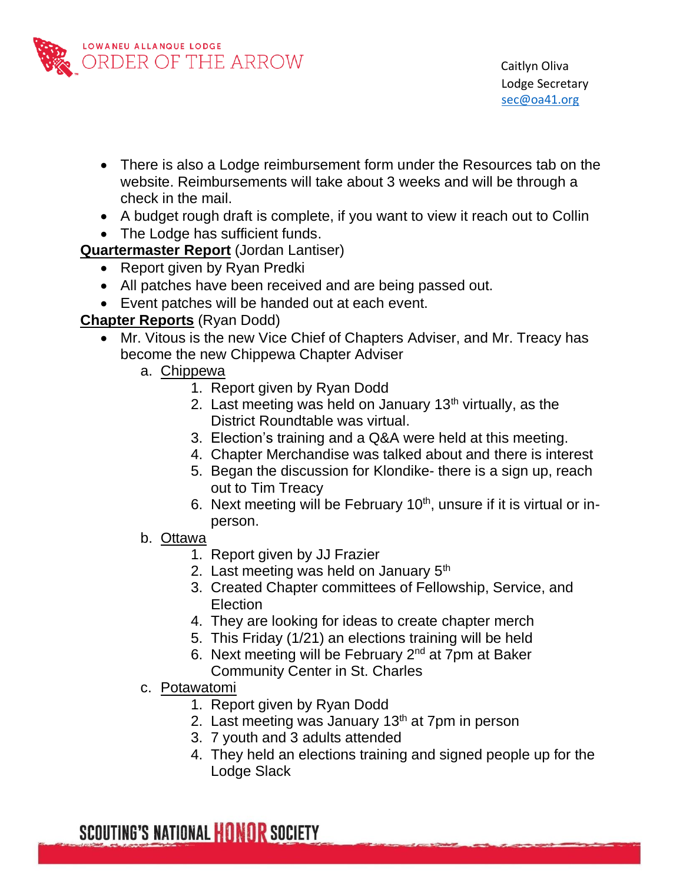- There is also a Lodge reimbursement form under the Resources tab on the website. Reimbursements will take about 3 weeks and will be through a check in the mail.
- A budget rough draft is complete, if you want to view it reach out to Collin
- The Lodge has sufficient funds.

**Quartermaster Report** (Jordan Lantiser)

- Report given by Ryan Predki
- All patches have been received and are being passed out.
- Event patches will be handed out at each event.

**Chapter Reports** (Ryan Dodd)

- Mr. Vitous is the new Vice Chief of Chapters Adviser, and Mr. Treacy has become the new Chippewa Chapter Adviser
  a. Chippewa
     1. Report given by Ryan Dodd
     2. Last meeting was held on January 13th virtually, as the District Roundtable was virtual.
     3. Election's training and a Q&A were held at this meeting.
     4. Chapter Merchandise was talked about and there is interest
     5. Began the discussion for Klondike- there is a sign up, reach out to Tim Treacy
     6. Next meeting will be February 10th, unsure if it is virtual or in-person.
  b. Ottawa
     1. Report given by JJ Frazier
     2. Last meeting was held on January 5th
     3. Created Chapter committees of Fellowship, Service, and Election
     4. They are looking for ideas to create chapter merch
     5. This Friday (1/21) an elections training will be held
     6. Next meeting will be February 2nd at 7pm at Baker Community Center in St. Charles
  c. Potawatomi
     1. Report given by Ryan Dodd
     2. Last meeting was January 13th at 7pm in person
     3. 7 youth and 3 adults attended
     4. They held an elections training and signed people up for the Lodge Slack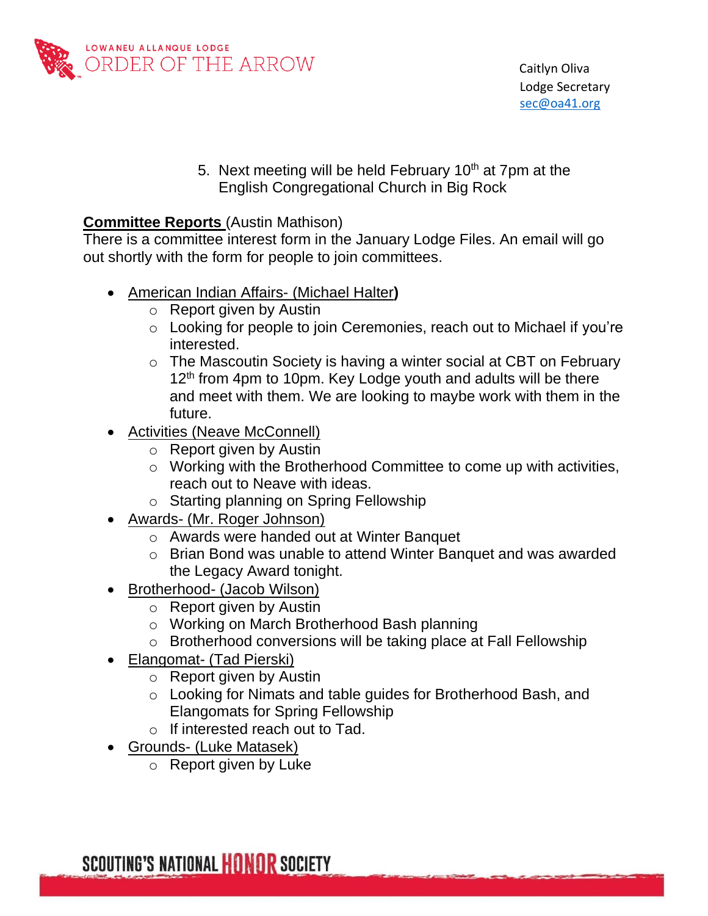5. Next meeting will be held February 10th at 7pm at the English Congregational Church in Big Rock

**Committee Reports** (Austin Mathison)
There is a committee interest form in the January Lodge Files. An email will go out shortly with the form for people to join committees.

- American Indian Affairs- (Michael Halter**)**
  - Report given by Austin
  - Looking for people to join Ceremonies, reach out to Michael if you're interested.
  - The Mascoutin Society is having a winter social at CBT on February 12th from 4pm to 10pm. Key Lodge youth and adults will be there and meet with them. We are looking to maybe work with them in the future.
- Activities (Neave McConnell)
  - Report given by Austin
  - Working with the Brotherhood Committee to come up with activities, reach out to Neave with ideas.
  - Starting planning on Spring Fellowship
- Awards- (Mr. Roger Johnson)
  - Awards were handed out at Winter Banquet
  - Brian Bond was unable to attend Winter Banquet and was awarded the Legacy Award tonight.
- Brotherhood- (Jacob Wilson)
  - Report given by Austin
  - Working on March Brotherhood Bash planning
  - Brotherhood conversions will be taking place at Fall Fellowship
- Elangomat- (Tad Pierski)
  - Report given by Austin
  - Looking for Nimats and table guides for Brotherhood Bash, and Elangomats for Spring Fellowship
  - If interested reach out to Tad.
- Grounds- (Luke Matasek)
  - Report given by Luke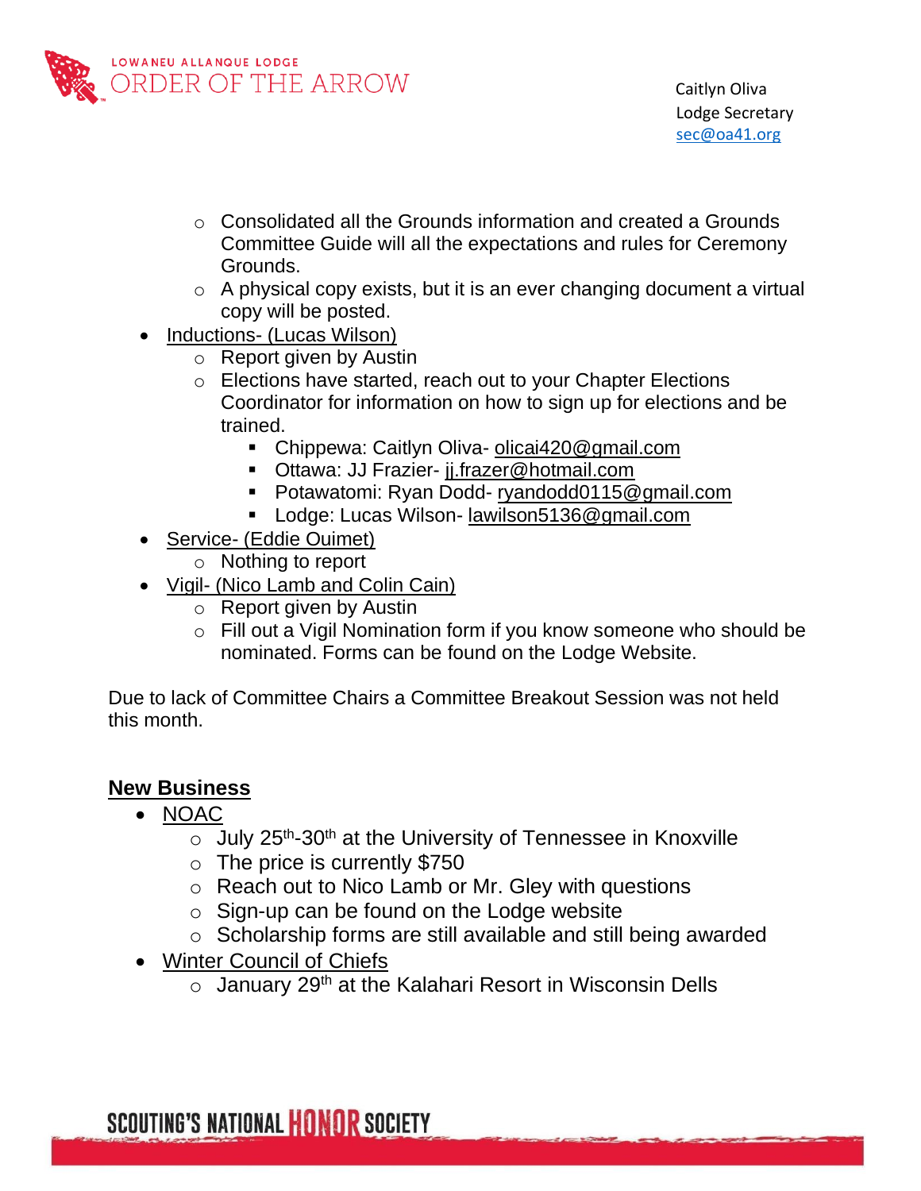- Consolidated all the Grounds information and created a Grounds Committee Guide will all the expectations and rules for Ceremony Grounds.
  - A physical copy exists, but it is an ever changing document a virtual copy will be posted.
- Inductions- (Lucas Wilson)
  - Report given by Austin
  - Elections have started, reach out to your Chapter Elections Coordinator for information on how to sign up for elections and be trained.
    - Chippewa: Caitlyn Oliva- olicai420@gmail.com
    - Ottawa: JJ Frazier- jj.frazer@hotmail.com
    - Potawatomi: Ryan Dodd- ryandodd0115@gmail.com
    - Lodge: Lucas Wilson- lawilson5136@gmail.com
- Service- (Eddie Ouimet)
  - Nothing to report
- Vigil- (Nico Lamb and Colin Cain)
  - Report given by Austin
  - Fill out a Vigil Nomination form if you know someone who should be nominated. Forms can be found on the Lodge Website.

Due to lack of Committee Chairs a Committee Breakout Session was not held this month.

## New Business

- NOAC
  - July 25th-30th at the University of Tennessee in Knoxville
  - The price is currently $750
  - Reach out to Nico Lamb or Mr. Gley with questions
  - Sign-up can be found on the Lodge website
  - Scholarship forms are still available and still being awarded
- Winter Council of Chiefs
  - January 29th at the Kalahari Resort in Wisconsin Dells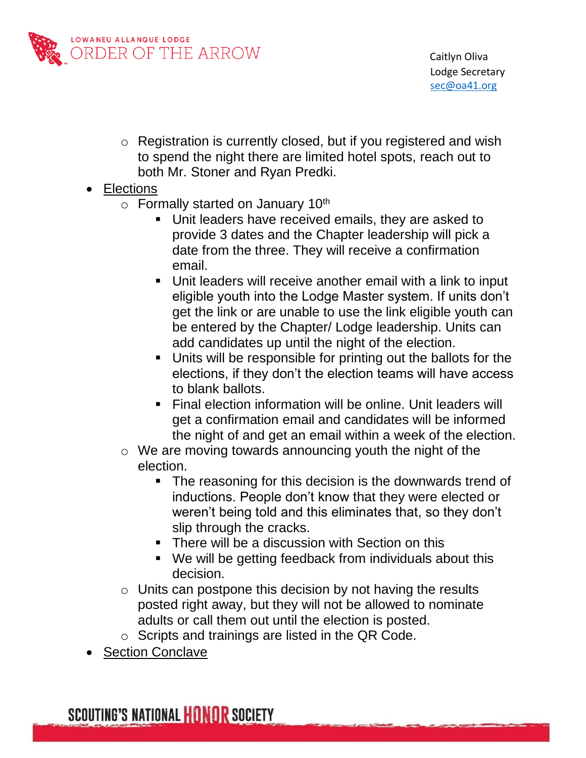- Registration is currently closed, but if you registered and wish to spend the night there are limited hotel spots, reach out to both Mr. Stoner and Ryan Predki.

- Elections
  - Formally started on January 10th
    - Unit leaders have received emails, they are asked to provide 3 dates and the Chapter leadership will pick a date from the three. They will receive a confirmation email.
    - Unit leaders will receive another email with a link to input eligible youth into the Lodge Master system. If units don't get the link or are unable to use the link eligible youth can be entered by the Chapter/ Lodge leadership. Units can add candidates up until the night of the election.
    - Units will be responsible for printing out the ballots for the elections, if they don't the election teams will have access to blank ballots.
    - Final election information will be online. Unit leaders will get a confirmation email and candidates will be informed the night of and get an email within a week of the election.
  - We are moving towards announcing youth the night of the election.
    - The reasoning for this decision is the downwards trend of inductions. People don't know that they were elected or weren't being told and this eliminates that, so they don't slip through the cracks.
    - There will be a discussion with Section on this
    - We will be getting feedback from individuals about this decision.
  - Units can postpone this decision by not having the results posted right away, but they will not be allowed to nominate adults or call them out until the election is posted.
  - Scripts and trainings are listed in the QR Code.

- Section Conclave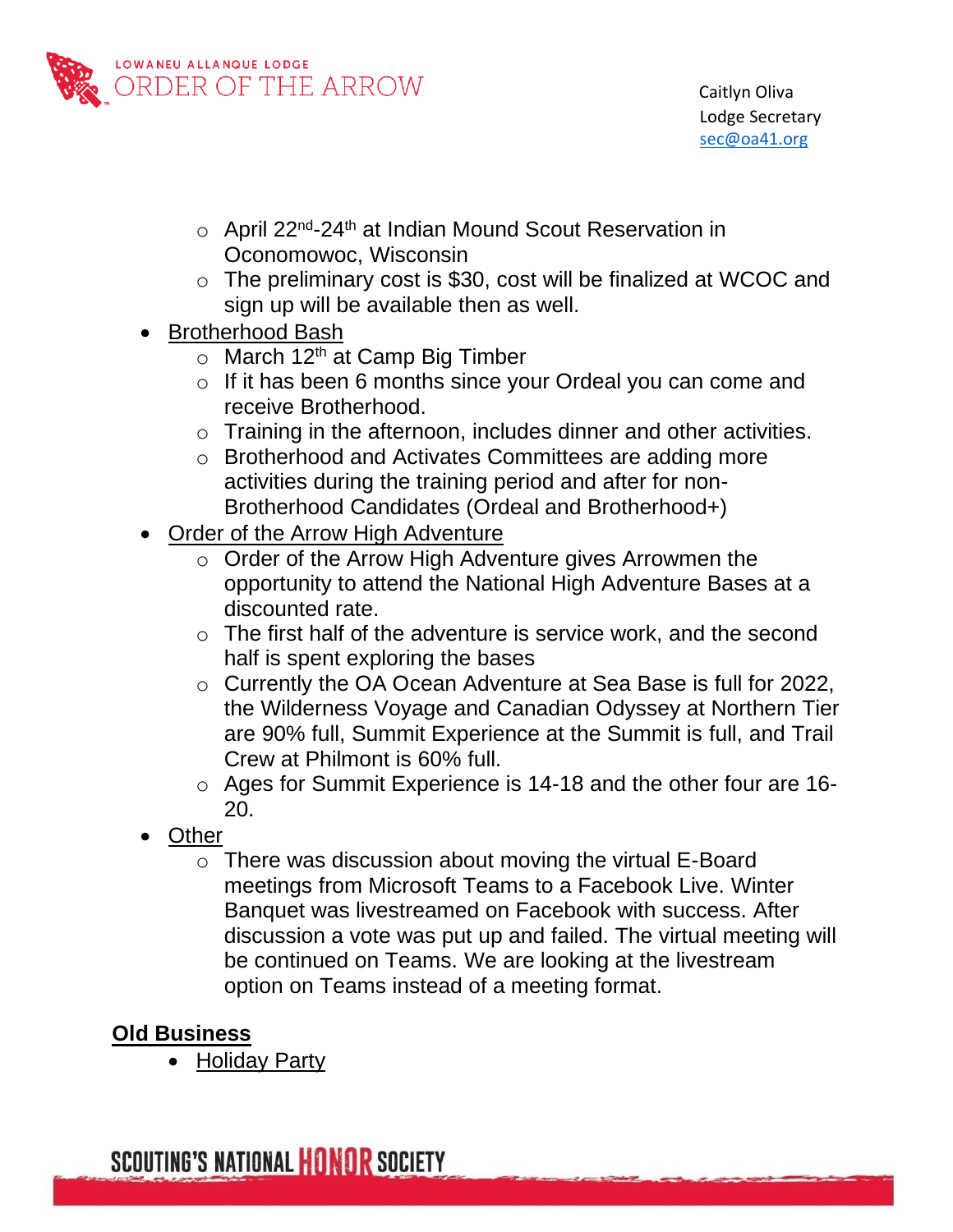- April 22nd-24th at Indian Mound Scout Reservation in Oconomowoc, Wisconsin
- The preliminary cost is $30, cost will be finalized at WCOC and sign up will be available then as well.

- Brotherhood Bash
  - March 12th at Camp Big Timber
  - If it has been 6 months since your Ordeal you can come and receive Brotherhood.
  - Training in the afternoon, includes dinner and other activities.
  - Brotherhood and Activates Committees are adding more activities during the training period and after for non-Brotherhood Candidates (Ordeal and Brotherhood+)
- Order of the Arrow High Adventure
  - Order of the Arrow High Adventure gives Arrowmen the opportunity to attend the National High Adventure Bases at a discounted rate.
  - The first half of the adventure is service work, and the second half is spent exploring the bases
  - Currently the OA Ocean Adventure at Sea Base is full for 2022, the Wilderness Voyage and Canadian Odyssey at Northern Tier are 90% full, Summit Experience at the Summit is full, and Trail Crew at Philmont is 60% full.
  - Ages for Summit Experience is 14-18 and the other four are 16-20.
- Other
  - There was discussion about moving the virtual E-Board meetings from Microsoft Teams to a Facebook Live. Winter Banquet was livestreamed on Facebook with success. After discussion a vote was put up and failed. The virtual meeting will be continued on Teams. We are looking at the livestream option on Teams instead of a meeting format.

**Old Business**

- Holiday Party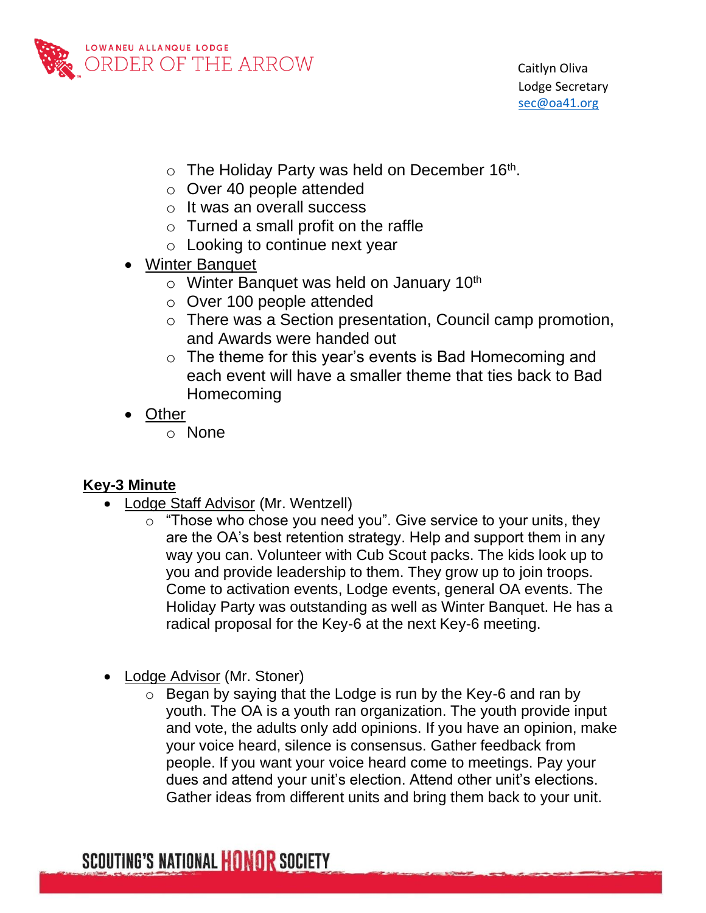- The Holiday Party was held on December 16th.
  - Over 40 people attended
  - It was an overall success
  - Turned a small profit on the raffle
  - Looking to continue next year
- Winter Banquet
  - Winter Banquet was held on January 10th
  - Over 100 people attended
  - There was a Section presentation, Council camp promotion, and Awards were handed out
  - The theme for this year's events is Bad Homecoming and each event will have a smaller theme that ties back to Bad Homecoming
- Other
  - None

**Key-3 Minute**

- Lodge Staff Advisor (Mr. Wentzell)
  - "Those who chose you need you". Give service to your units, they are the OA's best retention strategy. Help and support them in any way you can. Volunteer with Cub Scout packs. The kids look up to you and provide leadership to them. They grow up to join troops. Come to activation events, Lodge events, general OA events. The Holiday Party was outstanding as well as Winter Banquet. He has a radical proposal for the Key-6 at the next Key-6 meeting.

- Lodge Advisor (Mr. Stoner)
  - Began by saying that the Lodge is run by the Key-6 and ran by youth. The OA is a youth ran organization. The youth provide input and vote, the adults only add opinions. If you have an opinion, make your voice heard, silence is consensus. Gather feedback from people. If you want your voice heard come to meetings. Pay your dues and attend your unit's election. Attend other unit's elections. Gather ideas from different units and bring them back to your unit.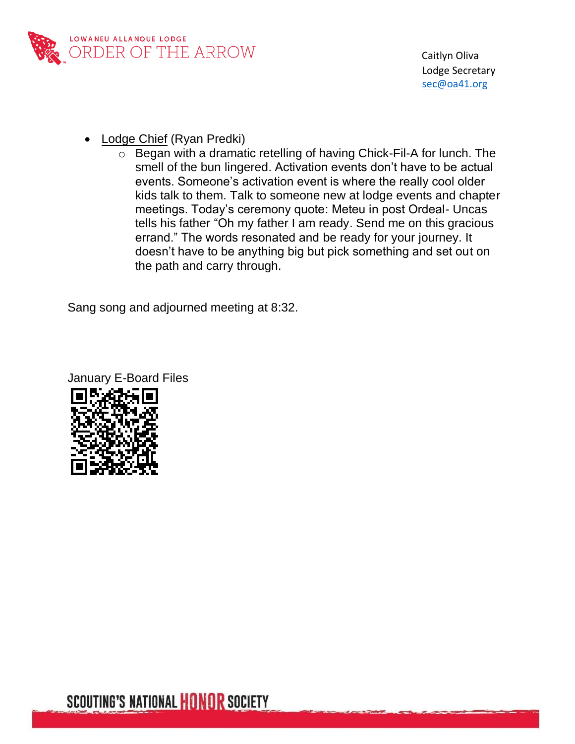- Lodge Chief (Ryan Predki)
  - Began with a dramatic retelling of having Chick-Fil-A for lunch. The smell of the bun lingered. Activation events don't have to be actual events. Someone's activation event is where the really cool older kids talk to them. Talk to someone new at lodge events and chapter meetings. Today's ceremony quote: Meteu in post Ordeal- Uncas tells his father "Oh my father I am ready. Send me on this gracious errand." The words resonated and be ready for your journey. It doesn't have to be anything big but pick something and set out on the path and carry through.

Sang song and adjourned meeting at 8:32.

January E-Board Files